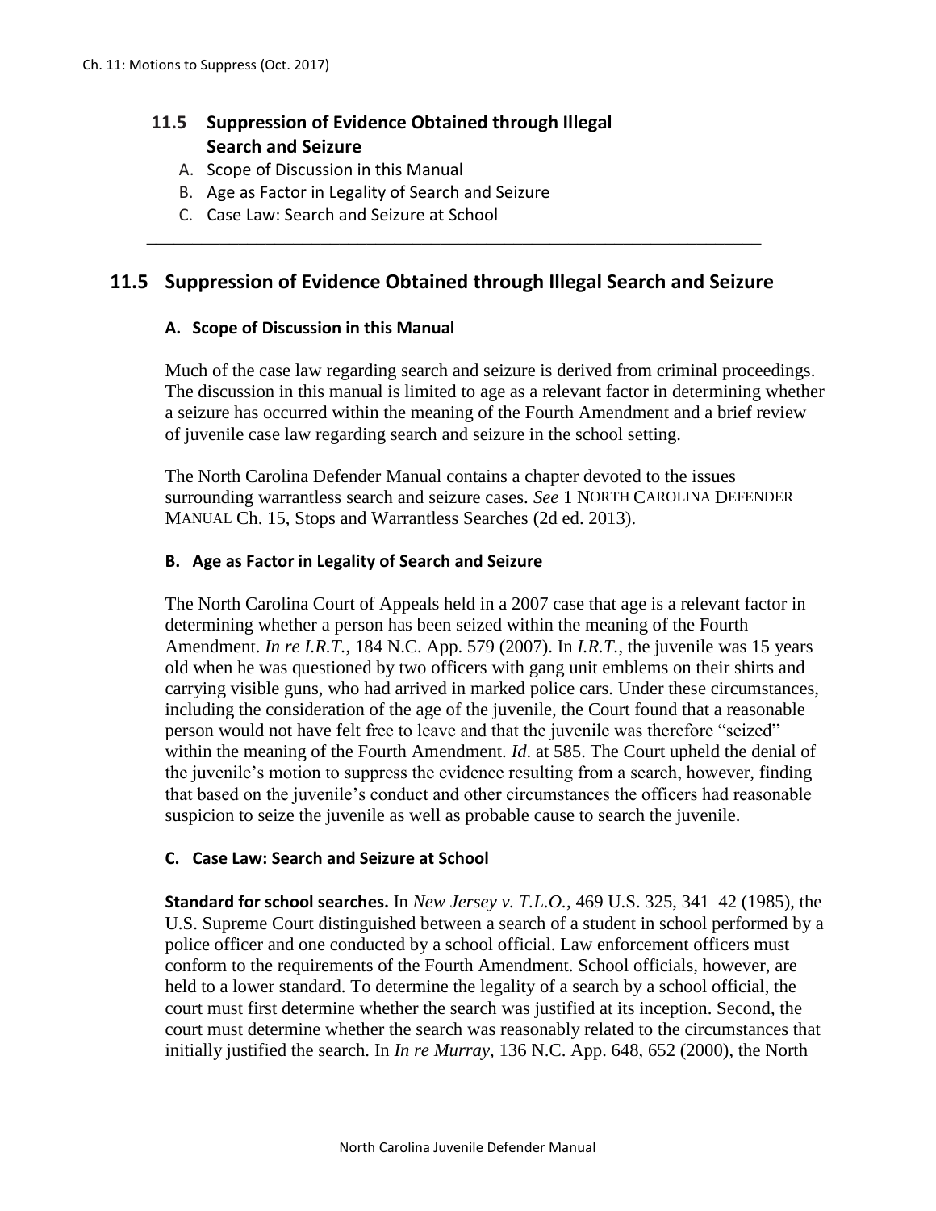## 11.5 Suppression of Evidence Obtained through Illegal Search and Seizure

A. Scope of Discussion in this Manual
B. Age as Factor in Legality of Search and Seizure
C. Case Law: Search and Seizure at School

---

## 11.5 Suppression of Evidence Obtained through Illegal Search and Seizure

### A. Scope of Discussion in this Manual

Much of the case law regarding search and seizure is derived from criminal proceedings. The discussion in this manual is limited to age as a relevant factor in determining whether a seizure has occurred within the meaning of the Fourth Amendment and a brief review of juvenile case law regarding search and seizure in the school setting.

The North Carolina Defender Manual contains a chapter devoted to the issues surrounding warrantless search and seizure cases. *See* 1 NORTH CAROLINA DEFENDER MANUAL Ch. 15, Stops and Warrantless Searches (2d ed. 2013).

### B. Age as Factor in Legality of Search and Seizure

The North Carolina Court of Appeals held in a 2007 case that age is a relevant factor in determining whether a person has been seized within the meaning of the Fourth Amendment. *In re I.R.T.*, 184 N.C. App. 579 (2007). In *I.R.T.*, the juvenile was 15 years old when he was questioned by two officers with gang unit emblems on their shirts and carrying visible guns, who had arrived in marked police cars. Under these circumstances, including the consideration of the age of the juvenile, the Court found that a reasonable person would not have felt free to leave and that the juvenile was therefore "seized" within the meaning of the Fourth Amendment. *Id.* at 585. The Court upheld the denial of the juvenile's motion to suppress the evidence resulting from a search, however, finding that based on the juvenile's conduct and other circumstances the officers had reasonable suspicion to seize the juvenile as well as probable cause to search the juvenile.

### C. Case Law: Search and Seizure at School

**Standard for school searches.** In *New Jersey v. T.L.O.*, 469 U.S. 325, 341–42 (1985), the U.S. Supreme Court distinguished between a search of a student in school performed by a police officer and one conducted by a school official. Law enforcement officers must conform to the requirements of the Fourth Amendment. School officials, however, are held to a lower standard. To determine the legality of a search by a school official, the court must first determine whether the search was justified at its inception. Second, the court must determine whether the search was reasonably related to the circumstances that initially justified the search. In *In re Murray*, 136 N.C. App. 648, 652 (2000), the North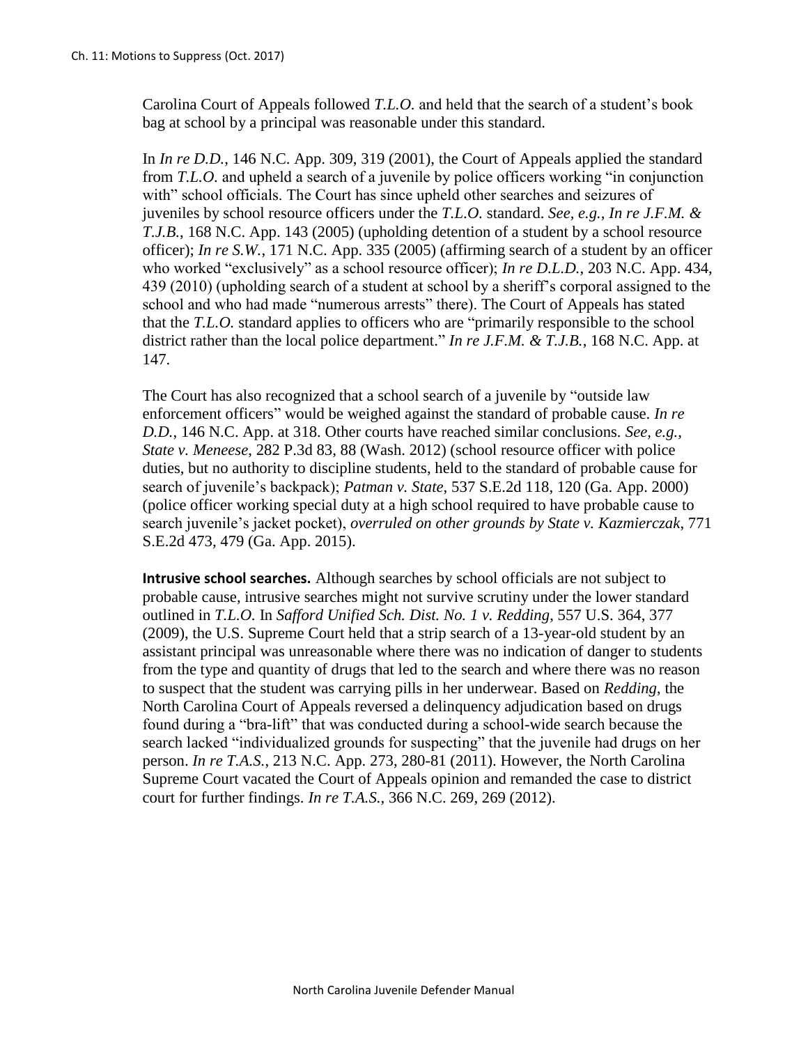Carolina Court of Appeals followed *T.L.O.* and held that the search of a student's book bag at school by a principal was reasonable under this standard.

In *In re D.D.*, 146 N.C. App. 309, 319 (2001), the Court of Appeals applied the standard from *T.L.O.* and upheld a search of a juvenile by police officers working "in conjunction with" school officials. The Court has since upheld other searches and seizures of juveniles by school resource officers under the *T.L.O.* standard. *See, e.g.*, *In re J.F.M. & T.J.B.*, 168 N.C. App. 143 (2005) (upholding detention of a student by a school resource officer); *In re S.W.*, 171 N.C. App. 335 (2005) (affirming search of a student by an officer who worked "exclusively" as a school resource officer); *In re D.L.D.*, 203 N.C. App. 434, 439 (2010) (upholding search of a student at school by a sheriff's corporal assigned to the school and who had made "numerous arrests" there). The Court of Appeals has stated that the *T.L.O.* standard applies to officers who are "primarily responsible to the school district rather than the local police department." *In re J.F.M. & T.J.B.*, 168 N.C. App. at 147.

The Court has also recognized that a school search of a juvenile by "outside law enforcement officers" would be weighed against the standard of probable cause. *In re D.D.*, 146 N.C. App. at 318. Other courts have reached similar conclusions. *See, e.g.*, *State v. Meneese*, 282 P.3d 83, 88 (Wash. 2012) (school resource officer with police duties, but no authority to discipline students, held to the standard of probable cause for search of juvenile's backpack); *Patman v. State*, 537 S.E.2d 118, 120 (Ga. App. 2000) (police officer working special duty at a high school required to have probable cause to search juvenile's jacket pocket), *overruled on other grounds by State v. Kazmierczak*, 771 S.E.2d 473, 479 (Ga. App. 2015).

**Intrusive school searches.** Although searches by school officials are not subject to probable cause, intrusive searches might not survive scrutiny under the lower standard outlined in *T.L.O.* In *Safford Unified Sch. Dist. No. 1 v. Redding*, 557 U.S. 364, 377 (2009), the U.S. Supreme Court held that a strip search of a 13-year-old student by an assistant principal was unreasonable where there was no indication of danger to students from the type and quantity of drugs that led to the search and where there was no reason to suspect that the student was carrying pills in her underwear. Based on *Redding*, the North Carolina Court of Appeals reversed a delinquency adjudication based on drugs found during a "bra-lift" that was conducted during a school-wide search because the search lacked "individualized grounds for suspecting" that the juvenile had drugs on her person. *In re T.A.S.*, 213 N.C. App. 273, 280-81 (2011). However, the North Carolina Supreme Court vacated the Court of Appeals opinion and remanded the case to district court for further findings. *In re T.A.S.*, 366 N.C. 269, 269 (2012).